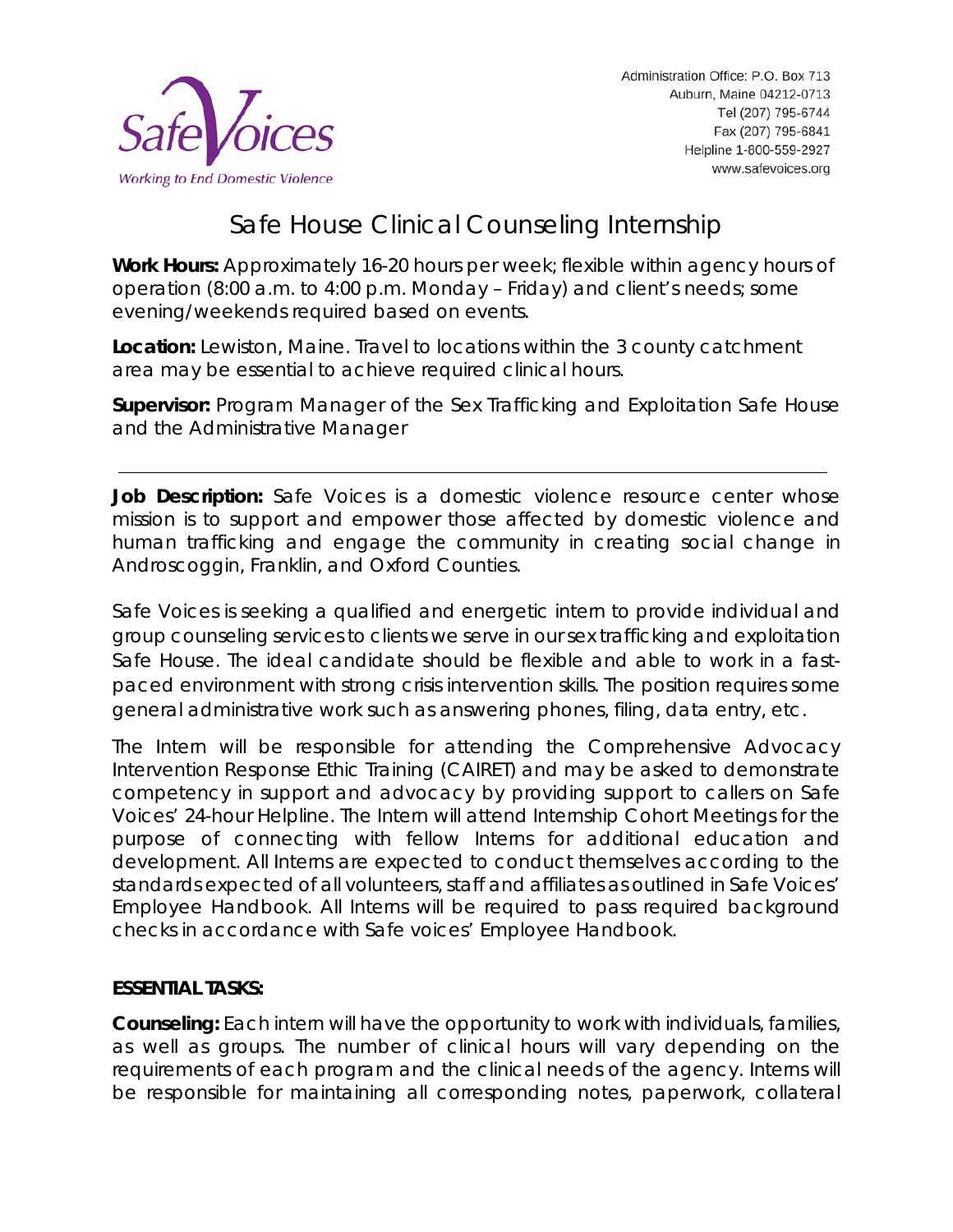Safe Voices
*Working to End Domestic Violence*

Administration Office: P.O. Box 713
Auburn, Maine 04212-0713
Tel (207) 795-6744
Fax (207) 795-6841
Helpline 1-800-559-2927
www.safevoices.org

# Safe House Clinical Counseling Internship

**Work Hours:** Approximately 16-20 hours per week; flexible within agency hours of operation (8:00 a.m. to 4:00 p.m. Monday – Friday) and client's needs; some evening/weekends required based on events.

**Location:** Lewiston, Maine. Travel to locations within the 3 county catchment area may be essential to achieve required clinical hours.

**Supervisor:** Program Manager of the Sex Trafficking and Exploitation Safe House and the Administrative Manager

---

**Job Description:** Safe Voices is a domestic violence resource center whose mission is to support and empower those affected by domestic violence and human trafficking and engage the community in creating social change in Androscoggin, Franklin, and Oxford Counties.

Safe Voices is seeking a qualified and energetic intern to provide individual and group counseling services to clients we serve in our sex trafficking and exploitation Safe House. The ideal candidate should be flexible and able to work in a fast-paced environment with strong crisis intervention skills. The position requires some general administrative work such as answering phones, filing, data entry, etc.

The Intern will be responsible for attending the Comprehensive Advocacy Intervention Response Ethic Training (CAIRET) and may be asked to demonstrate competency in support and advocacy by providing support to callers on Safe Voices' 24-hour Helpline. The Intern will attend Internship Cohort Meetings for the purpose of connecting with fellow Interns for additional education and development. All Interns are expected to conduct themselves according to the standards expected of all volunteers, staff and affiliates as outlined in Safe Voices' Employee Handbook. All Interns will be required to pass required background checks in accordance with Safe voices' Employee Handbook.

**ESSENTIAL TASKS:**

**Counseling:** Each intern will have the opportunity to work with individuals, families, as well as groups. The number of clinical hours will vary depending on the requirements of each program and the clinical needs of the agency. Interns will be responsible for maintaining all corresponding notes, paperwork, collateral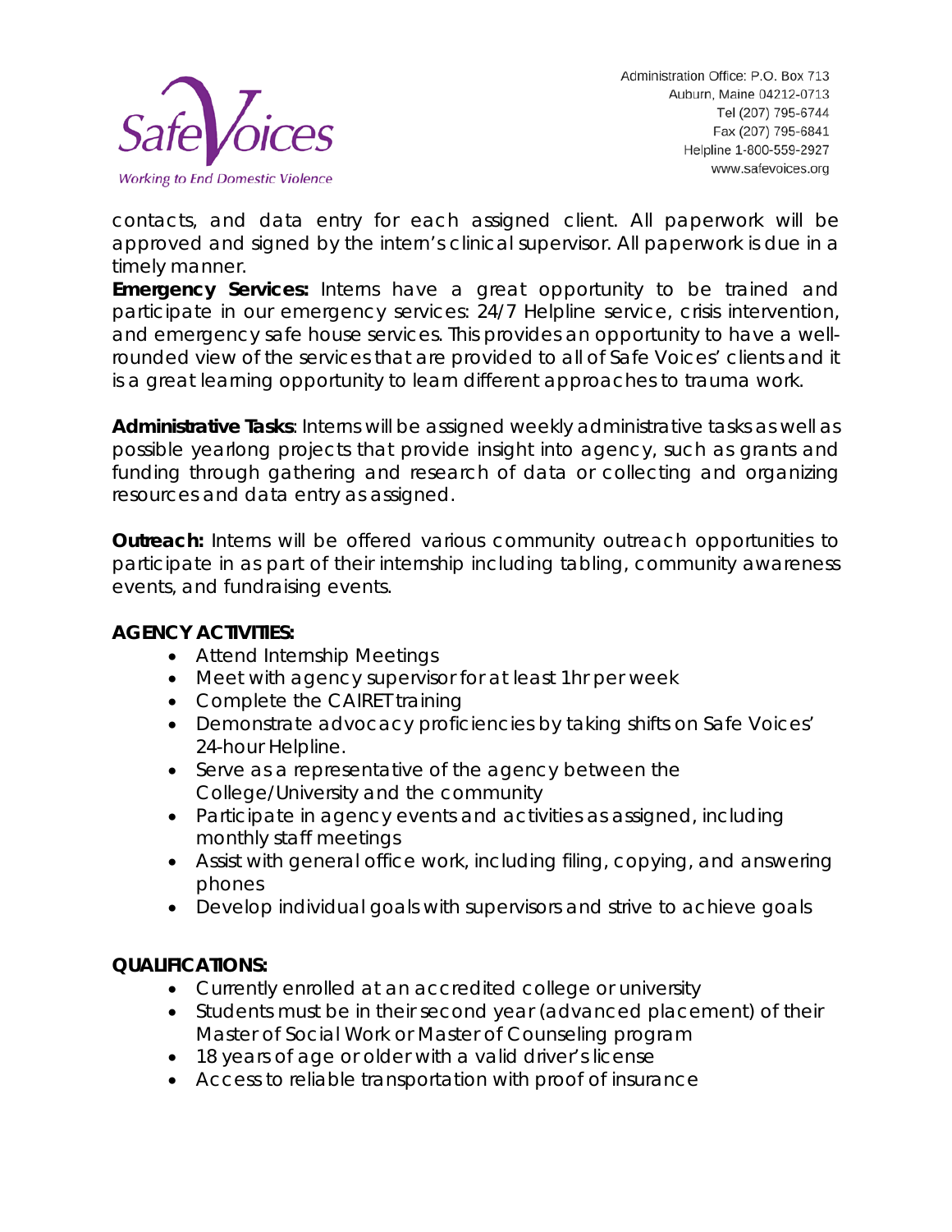contacts, and data entry for each assigned client. All paperwork will be approved and signed by the intern's clinical supervisor. All paperwork is due in a timely manner.

**Emergency Services:** Interns have a great opportunity to be trained and participate in our emergency services: 24/7 Helpline service, crisis intervention, and emergency safe house services. This provides an opportunity to have a well-rounded view of the services that are provided to all of Safe Voices' clients and it is a great learning opportunity to learn different approaches to trauma work.

**Administrative Tasks**: Interns will be assigned weekly administrative tasks as well as possible yearlong projects that provide insight into agency, such as grants and funding through gathering and research of data or collecting and organizing resources and data entry as assigned.

**Outreach:** Interns will be offered various community outreach opportunities to participate in as part of their internship including tabling, community awareness events, and fundraising events.

**AGENCY ACTIVITIES:**

- Attend Internship Meetings
- Meet with agency supervisor for at least 1hr per week
- Complete the CAIRET training
- Demonstrate advocacy proficiencies by taking shifts on Safe Voices' 24-hour Helpline.
- Serve as a representative of the agency between the College/University and the community
- Participate in agency events and activities as assigned, including monthly staff meetings
- Assist with general office work, including filing, copying, and answering phones
- Develop individual goals with supervisors and strive to achieve goals

**QUALIFICATIONS:**

- Currently enrolled at an accredited college or university
- Students must be in their second year (advanced placement) of their Master of Social Work or Master of Counseling program
- 18 years of age or older with a valid driver's license
- Access to reliable transportation with proof of insurance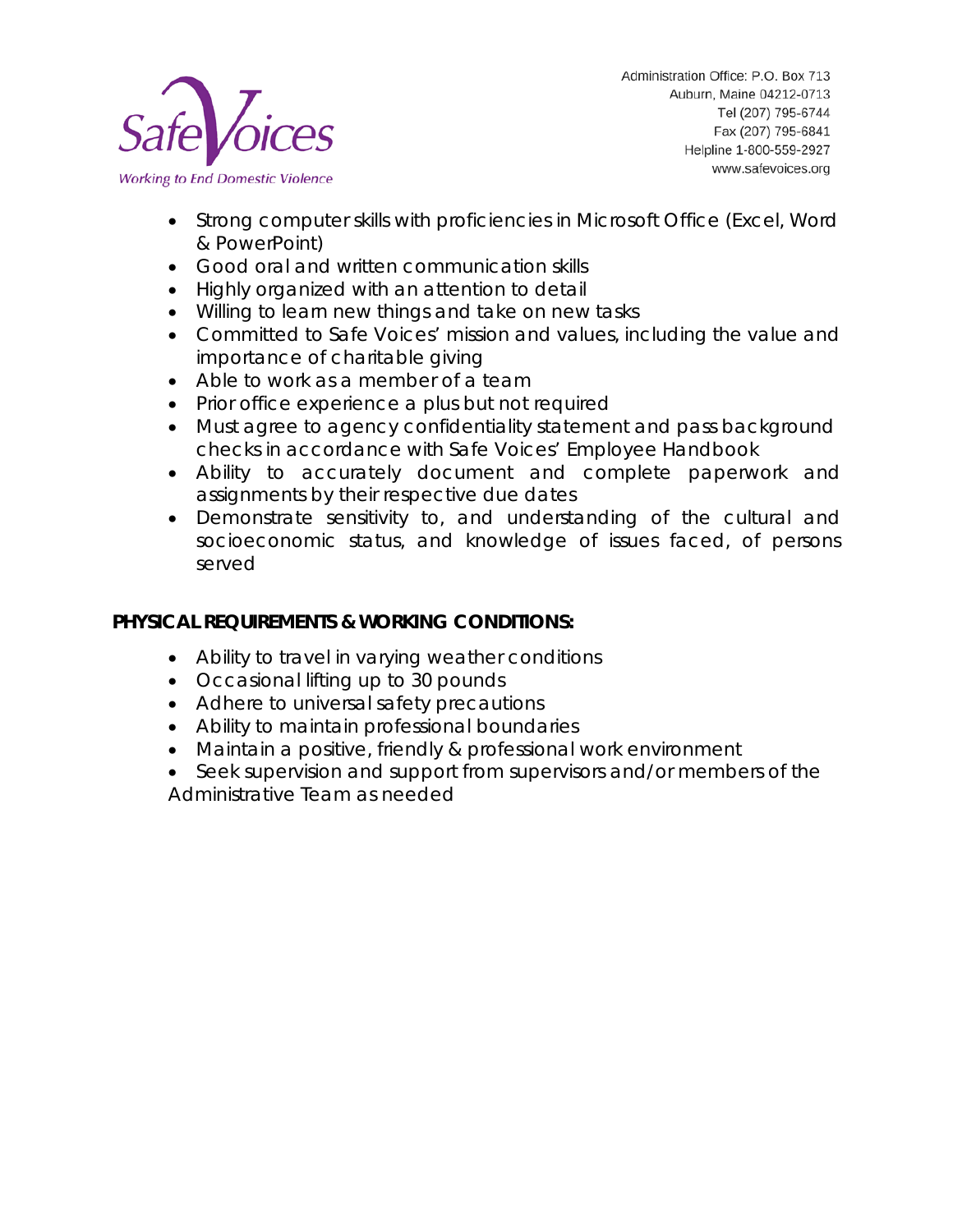- Strong computer skills with proficiencies in Microsoft Office (Excel, Word & PowerPoint)
- Good oral and written communication skills
- Highly organized with an attention to detail
- Willing to learn new things and take on new tasks
- Committed to Safe Voices' mission and values, including the value and importance of charitable giving
- Able to work as a member of a team
- Prior office experience a plus but not required
- Must agree to agency confidentiality statement and pass background checks in accordance with Safe Voices' Employee Handbook
- Ability to accurately document and complete paperwork and assignments by their respective due dates
- Demonstrate sensitivity to, and understanding of the cultural and socioeconomic status, and knowledge of issues faced, of persons served

**PHYSICAL REQUIREMENTS & WORKING CONDITIONS:**

- Ability to travel in varying weather conditions
- Occasional lifting up to 30 pounds
- Adhere to universal safety precautions
- Ability to maintain professional boundaries
- Maintain a positive, friendly & professional work environment
- Seek supervision and support from supervisors and/or members of the Administrative Team as needed